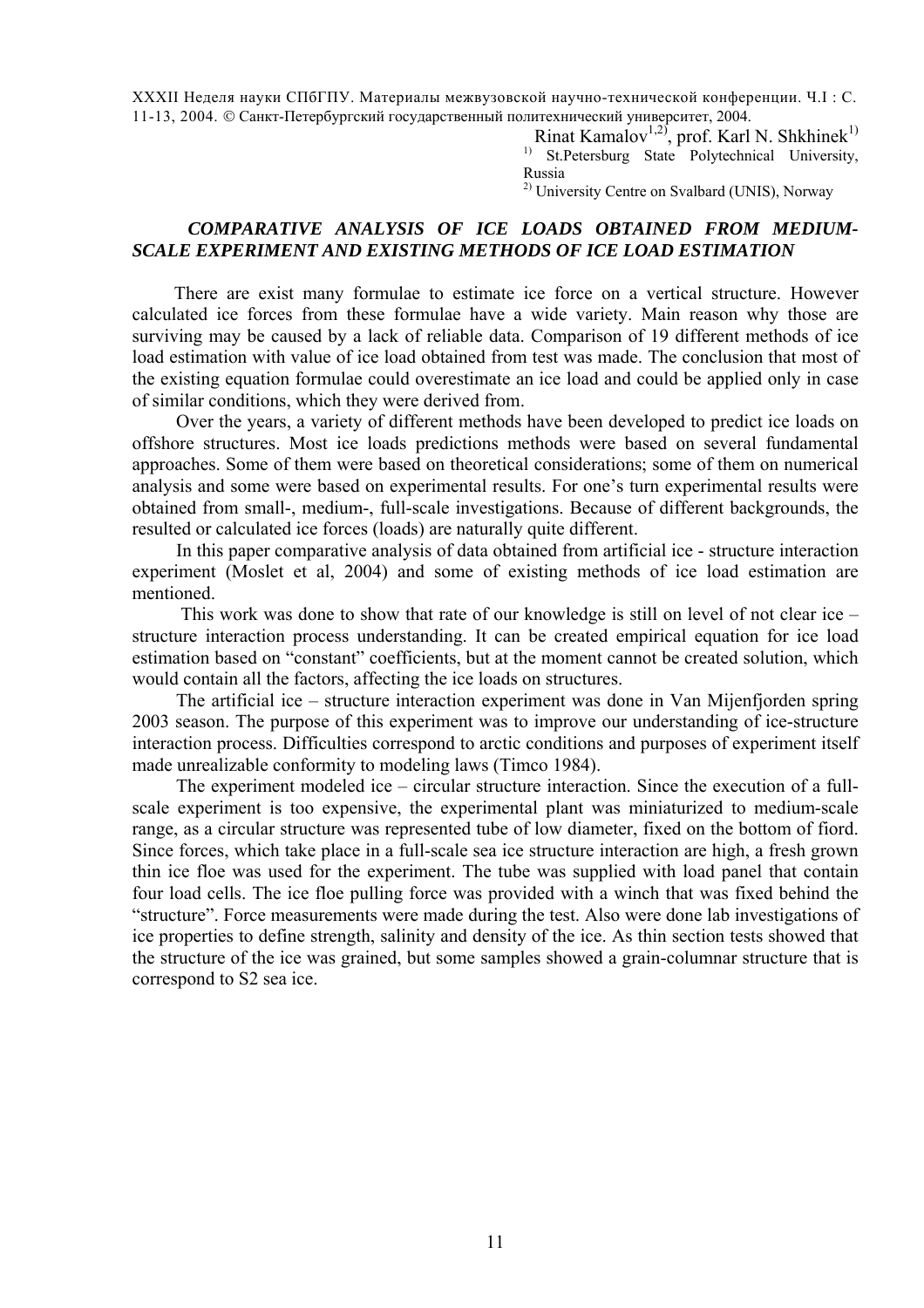XXXII Неделя науки СПбГПУ. Материалы межвузовской научно-технической конференции. Ч.I : С. 11-13, 2004. © Санкт-Петербургский государственный политехнический университет, 2004.

Rinat Kamalov[1,2], prof. Karl N. Shkhinek[1]

[1] St.Petersburg State Polytechnical University, Russia

[2] University Centre on Svalbard (UNIS), Norway

# *COMPARATIVE ANALYSIS OF ICE LOADS OBTAINED FROM MEDIUM-SCALE EXPERIMENT AND EXISTING METHODS OF ICE LOAD ESTIMATION*

There are exist many formulae to estimate ice force on a vertical structure. However calculated ice forces from these formulae have a wide variety. Main reason why those are surviving may be caused by a lack of reliable data. Comparison of 19 different methods of ice load estimation with value of ice load obtained from test was made. The conclusion that most of the existing equation formulae could overestimate an ice load and could be applied only in case of similar conditions, which they were derived from.

Over the years, a variety of different methods have been developed to predict ice loads on offshore structures. Most ice loads predictions methods were based on several fundamental approaches. Some of them were based on theoretical considerations; some of them on numerical analysis and some were based on experimental results. For one's turn experimental results were obtained from small-, medium-, full-scale investigations. Because of different backgrounds, the resulted or calculated ice forces (loads) are naturally quite different.

In this paper comparative analysis of data obtained from artificial ice - structure interaction experiment (Moslet et al, 2004) and some of existing methods of ice load estimation are mentioned.

This work was done to show that rate of our knowledge is still on level of not clear ice – structure interaction process understanding. It can be created empirical equation for ice load estimation based on "constant" coefficients, but at the moment cannot be created solution, which would contain all the factors, affecting the ice loads on structures.

The artificial ice – structure interaction experiment was done in Van Mijenfjorden spring 2003 season. The purpose of this experiment was to improve our understanding of ice-structure interaction process. Difficulties correspond to arctic conditions and purposes of experiment itself made unrealizable conformity to modeling laws (Timco 1984).

The experiment modeled ice – circular structure interaction. Since the execution of a full-scale experiment is too expensive, the experimental plant was miniaturized to medium-scale range, as a circular structure was represented tube of low diameter, fixed on the bottom of fiord. Since forces, which take place in a full-scale sea ice structure interaction are high, a fresh grown thin ice floe was used for the experiment. The tube was supplied with load panel that contain four load cells. The ice floe pulling force was provided with a winch that was fixed behind the "structure". Force measurements were made during the test. Also were done lab investigations of ice properties to define strength, salinity and density of the ice. As thin section tests showed that the structure of the ice was grained, but some samples showed a grain-columnar structure that is correspond to S2 sea ice.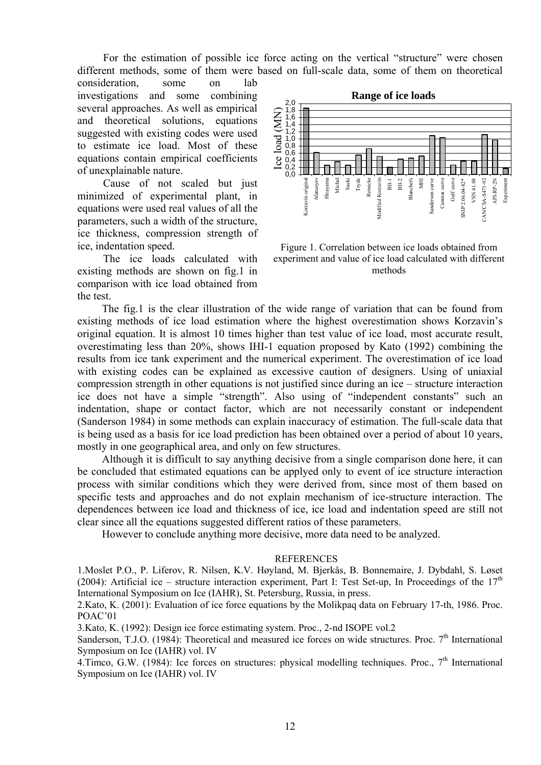For the estimation of possible ice force acting on the vertical "structure" were chosen different methods, some of them were based on full-scale data, some of them on theoretical consideration, some on lab investigations and some combining several approaches. As well as empirical and theoretical solutions, equations suggested with existing codes were used to estimate ice load. Most of these equations contain empirical coefficients of unexplainable nature.

Cause of not scaled but just minimized of experimental plant, in equations were used real values of all the parameters, such a width of the structure, ice thickness, compression strength of ice, indentation speed.

The ice loads calculated with existing methods are shown on fig.1 in comparison with ice load obtained from the test.

Figure 1. Correlation between ice loads obtained from experiment and value of ice load calculated with different methods

The fig.1 is the clear illustration of the wide range of variation that can be found from existing methods of ice load estimation where the highest overestimation shows Korzavin's original equation. It is almost 10 times higher than test value of ice load, most accurate result, overestimating less than 20%, shows IHI-1 equation proposed by Kato (1992) combining the results from ice tank experiment and the numerical experiment. The overestimation of ice load with existing codes can be explained as excessive caution of designers. Using of uniaxial compression strength in other equations is not justified since during an ice – structure interaction ice does not have a simple "strength". Also using of "independent constants" such an indentation, shape or contact factor, which are not necessarily constant or independent (Sanderson 1984) in some methods can explain inaccuracy of estimation. The full-scale data that is being used as a basis for ice load prediction has been obtained over a period of about 10 years, mostly in one geographical area, and only on few structures.

Although it is difficult to say anything decisive from a single comparison done here, it can be concluded that estimated equations can be applyed only to event of ice structure interaction process with similar conditions which they were derived from, since most of them based on specific tests and approaches and do not explain mechanism of ice-structure interaction. The dependences between ice load and thickness of ice, ice load and indentation speed are still not clear since all the equations suggested different ratios of these parameters.

However to conclude anything more decisive, more data need to be analyzed.

## REFERENCES

1.Moslet P.O., P. Liferov, R. Nilsen, K.V. Høyland, M. Bjerkås, B. Bonnemaire, J. Dybdahl, S. Løset (2004): Artificial ice – structure interaction experiment, Part I: Test Set-up, In Proceedings of the 17th International Symposium on Ice (IAHR), St. Petersburg, Russia, in press.

2.Kato, K. (2001): Evaluation of ice force equations by the Molikpaq data on February 17-th, 1986. Proc. POAC'01

3.Kato, K. (1992): Design ice force estimating system. Proc., 2-nd ISOPE vol.2

Sanderson, T.J.O. (1984): Theoretical and measured ice forces on wide structures. Proc. 7th International Symposium on Ice (IAHR) vol. IV

4.Timco, G.W. (1984): Ice forces on structures: physical modelling techniques. Proc., 7th International Symposium on Ice (IAHR) vol. IV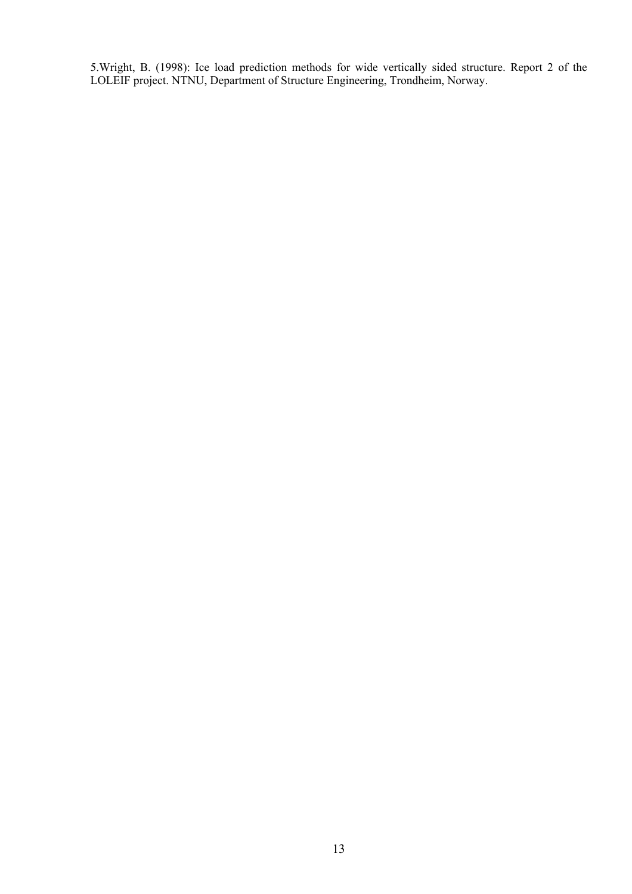5.Wright, B. (1998): Ice load prediction methods for wide vertically sided structure. Report 2 of the LOLEIF project. NTNU, Department of Structure Engineering, Trondheim, Norway.